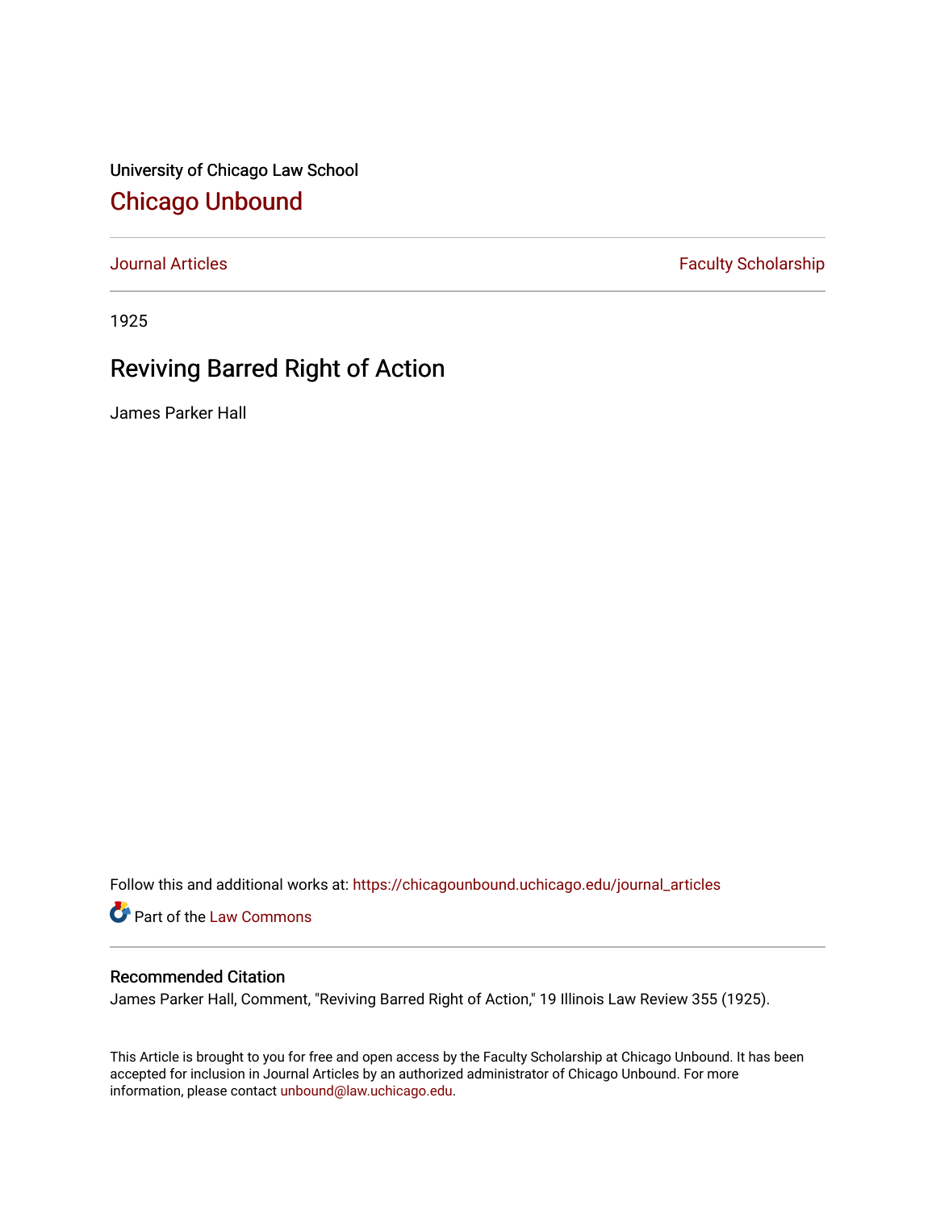University of Chicago Law School

# Chicago Unbound

Journal Articles | Faculty Scholarship

1925

## Reviving Barred Right of Action

James Parker Hall

Follow this and additional works at: https://chicagounbound.uchicago.edu/journal_articles

Part of the Law Commons

### Recommended Citation

James Parker Hall, Comment, "Reviving Barred Right of Action," 19 Illinois Law Review 355 (1925).

This Article is brought to you for free and open access by the Faculty Scholarship at Chicago Unbound. It has been accepted for inclusion in Journal Articles by an authorized administrator of Chicago Unbound. For more information, please contact unbound@law.uchicago.edu.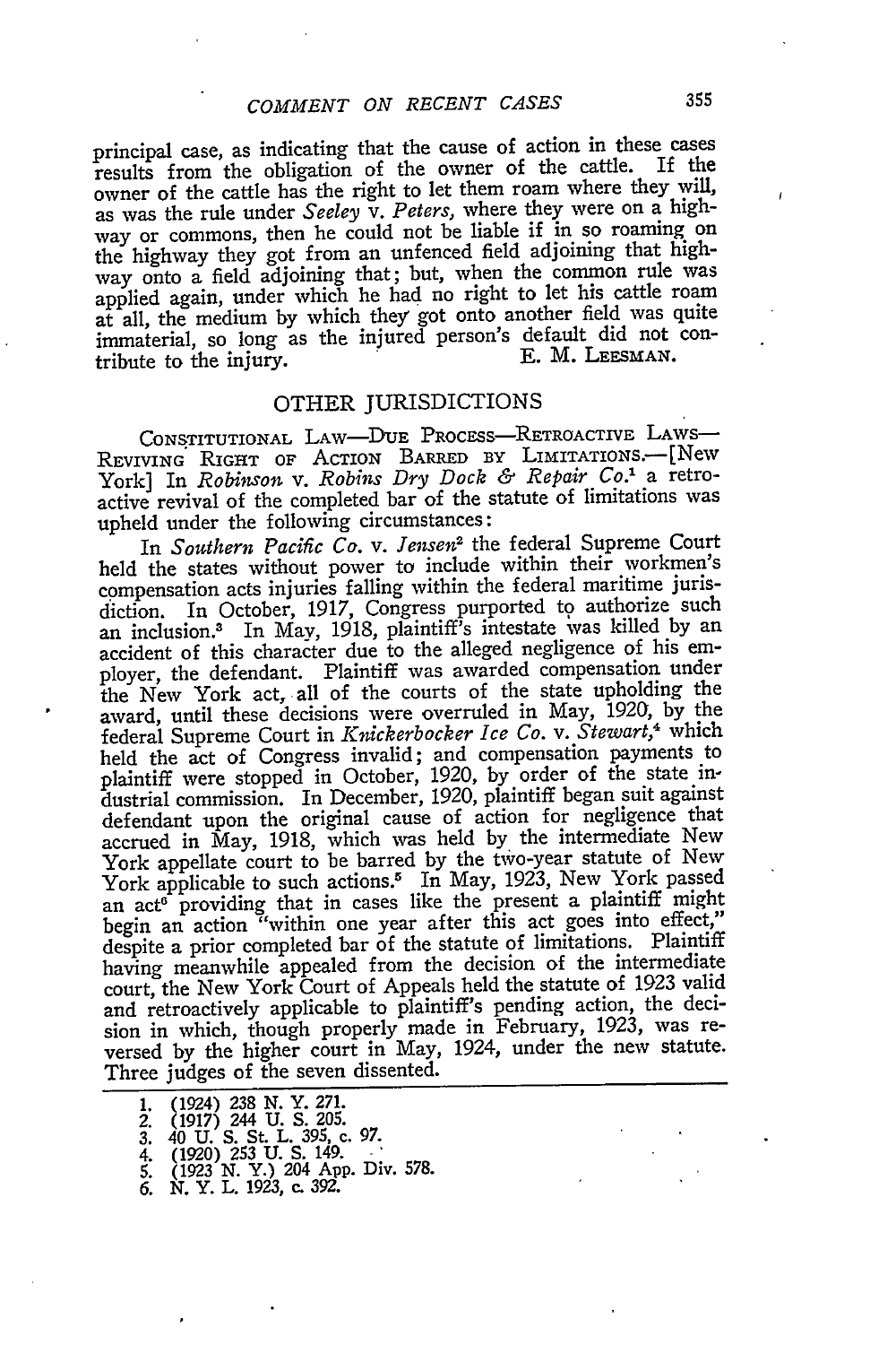principal case, as indicating that the cause of action in these cases results from the obligation of the owner of the cattle. If the owner of the cattle has the right to let them roam where they will, as was the rule under *Seeley* v. *Peters*, where they were on a highway or commons, then he could not be liable if in so roaming on the highway they got from an unfenced field adjoining that highway onto a field adjoining that; but, when the common rule was applied again, under which he had no right to let his cattle roam at all, the medium by which they got onto another field was quite immaterial, so long as the injured person's default did not contribute to the injury.

E. M. LEESMAN.

## OTHER JURISDICTIONS

CONSTITUTIONAL LAW—DUE PROCESS—RETROACTIVE LAWS—REVIVING RIGHT OF ACTION BARRED BY LIMITATIONS.—[New York] In *Robinson* v. *Robins Dry Dock & Repair Co.*[1] a retroactive revival of the completed bar of the statute of limitations was upheld under the following circumstances:

In *Southern Pacific Co.* v. *Jensen*[2] the federal Supreme Court held the states without power to include within their workmen's compensation acts injuries falling within the federal maritime jurisdiction. In October, 1917, Congress purported to authorize such an inclusion.[3] In May, 1918, plaintiff's intestate was killed by an accident of this character due to the alleged negligence of his employer, the defendant. Plaintiff was awarded compensation under the New York act, all of the courts of the state upholding the award, until these decisions were overruled in May, 1920, by the federal Supreme Court in *Knickerbocker Ice Co.* v. *Stewart*,[4] which held the act of Congress invalid; and compensation payments to plaintiff were stopped in October, 1920, by order of the state industrial commission. In December, 1920, plaintiff began suit against defendant upon the original cause of action for negligence that accrued in May, 1918, which was held by the intermediate New York appellate court to be barred by the two-year statute of New York applicable to such actions.[5] In May, 1923, New York passed an act[6] providing that in cases like the present a plaintiff might begin an action "within one year after this act goes into effect," despite a prior completed bar of the statute of limitations. Plaintiff having meanwhile appealed from the decision of the intermediate court, the New York Court of Appeals held the statute of 1923 valid and retroactively applicable to plaintiff's pending action, the decision in which, though properly made in February, 1923, was reversed by the higher court in May, 1924, under the new statute. Three judges of the seven dissented.

1. (1924) 238 N. Y. 271.
2. (1917) 244 U. S. 205.
3. 40 U. S. St. L. 395, c. 97.
4. (1920) 253 U. S. 149.
5. (1923 N. Y.) 204 App. Div. 578.
6. N. Y. L. 1923, c. 392.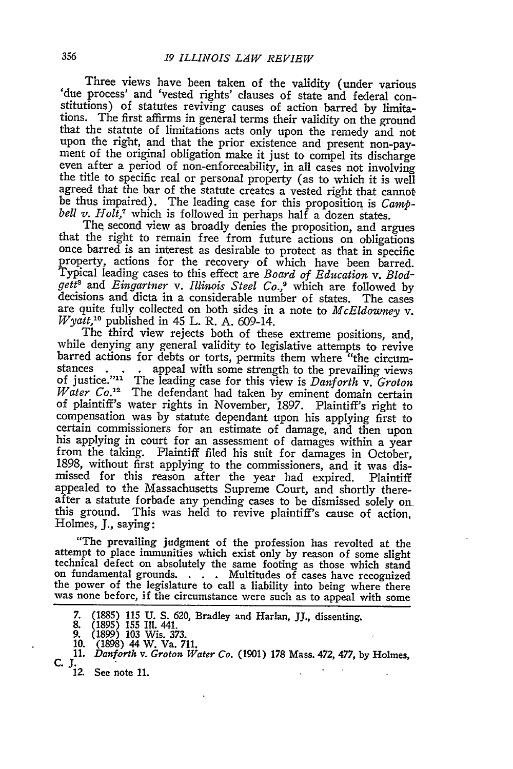Three views have been taken of the validity (under various 'due process' and 'vested rights' clauses of state and federal constitutions) of statutes reviving causes of action barred by limitations. The first affirms in general terms their validity on the ground that the statute of limitations acts only upon the remedy and not upon the right, and that the prior existence and present non-payment of the original obligation make it just to compel its discharge even after a period of non-enforceability, in all cases not involving the title to specific real or personal property (as to which it is well agreed that the bar of the statute creates a vested right that cannot be thus impaired). The leading case for this proposition is *Campbell v. Holt*,[7] which is followed in perhaps half a dozen states.

The second view as broadly denies the proposition, and argues that the right to remain free from future actions on obligations once barred is an interest as desirable to protect as that in specific property, actions for the recovery of which have been barred. Typical leading cases to this effect are *Board of Education* v. *Blodgett*[8] and *Eingartner* v. *Illinois Steel Co.*,[9] which are followed by decisions and dicta in a considerable number of states. The cases are quite fully collected on both sides in a note to *McEldowney* v. *Wyatt*,[10] published in 45 L. R. A. 609-14.

The third view rejects both of these extreme positions, and, while denying any general validity to legislative attempts to revive barred actions for debts or torts, permits them where "the circumstances . . . appeal with some strength to the prevailing views of justice."[11] The leading case for this view is *Danforth* v. *Groton Water Co.*[12] The defendant had taken by eminent domain certain of plaintiff's water rights in November, 1897. Plaintiff's right to compensation was by statute dependant upon his applying first to certain commissioners for an estimate of damage, and then upon his applying in court for an assessment of damages within a year from the taking. Plaintiff filed his suit for damages in October, 1898, without first applying to the commissioners, and it was dismissed for this reason after the year had expired. Plaintiff appealed to the Massachusetts Supreme Court, and shortly thereafter a statute forbade any pending cases to be dismissed solely on this ground. This was held to revive plaintiff's cause of action, Holmes, J., saying:

> "The prevailing judgment of the profession has revolted at the attempt to place immunities which exist only by reason of some slight technical defect on absolutely the same footing as those which stand on fundamental grounds. . . . Multitudes of cases have recognized the power of the legislature to call a liability into being where there was none before, if the circumstance were such as to appeal with some

---

7. (1885) 115 U. S. 620, Bradley and Harlan, JJ., dissenting.
8. (1895) 155 Ill. 441.
9. (1899) 103 Wis. 373.
10. (1898) 44 W. Va. 711.
11. *Danforth* v. *Groton Water Co.* (1901) 178 Mass. 472, 477, by Holmes, C. J.
12. See note 11.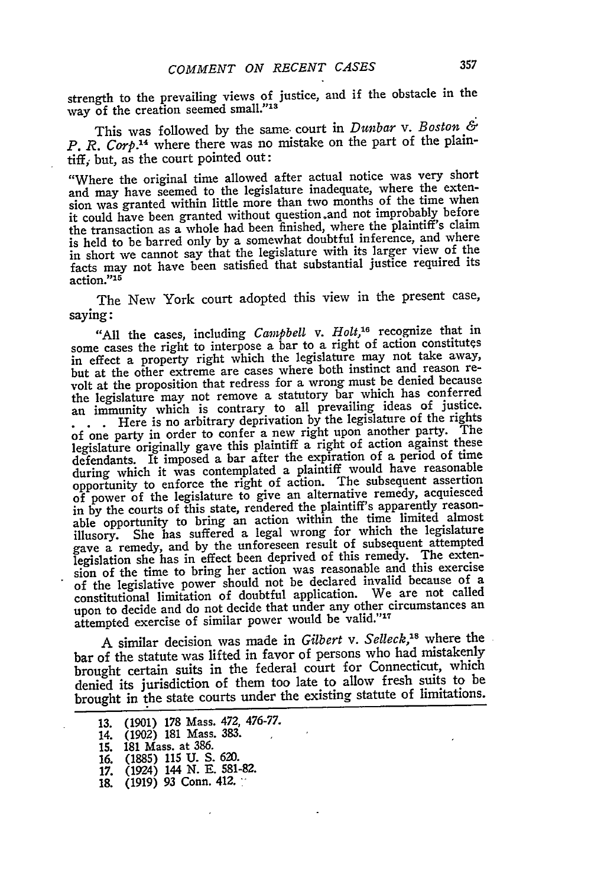strength to the prevailing views of justice, and if the obstacle in the way of the creation seemed small."[13]

This was followed by the same court in *Dunbar* v. *Boston & P. R. Corp.*[14] where there was no mistake on the part of the plaintiff, but, as the court pointed out:

"Where the original time allowed after actual notice was very short and may have seemed to the legislature inadequate, where the extension was granted within little more than two months of the time when it could have been granted without question and not improbably before the transaction as a whole had been finished, where the plaintiff's claim is held to be barred only by a somewhat doubtful inference, and where in short we cannot say that the legislature with its larger view of the facts may not have been satisfied that substantial justice required its action."[15]

The New York court adopted this view in the present case, saying:

"All the cases, including *Campbell* v. *Holt*,[16] recognize that in some cases the right to interpose a bar to a right of action constitutes in effect a property right which the legislature may not take away, but at the other extreme are cases where both instinct and reason revolt at the proposition that redress for a wrong must be denied because the legislature may not remove a statutory bar which has conferred an immunity which is contrary to all prevailing ideas of justice. . . . Here is no arbitrary deprivation by the legislature of the rights of one party in order to confer a new right upon another party. The legislature originally gave this plaintiff a right of action against these defendants. It imposed a bar after the expiration of a period of time during which it was contemplated a plaintiff would have reasonable opportunity to enforce the right of action. The subsequent assertion of power of the legislature to give an alternative remedy, acquiesced in by the courts of this state, rendered the plaintiff's apparently reasonable opportunity to bring an action within the time limited almost illusory. She has suffered a legal wrong for which the legislature gave a remedy, and by the unforeseen result of subsequent attempted legislation she has in effect been deprived of this remedy. The extension of the time to bring her action was reasonable and this exercise of the legislative power should not be declared invalid because of a constitutional limitation of doubtful application. We are not called upon to decide and do not decide that under any other circumstances an attempted exercise of similar power would be valid."[17]

A similar decision was made in *Gilbert* v. *Selleck*,[18] where the bar of the statute was lifted in favor of persons who had mistakenly brought certain suits in the federal court for Connecticut, which denied its jurisdiction of them too late to allow fresh suits to be brought in the state courts under the existing statute of limitations.

---

13. (1901) 178 Mass. 472, 476-77.
14. (1902) 181 Mass. 383.
15. 181 Mass. at 386.
16. (1885) 115 U. S. 620.
17. (1924) 144 N. E. 581-82.
18. (1919) 93 Conn. 412.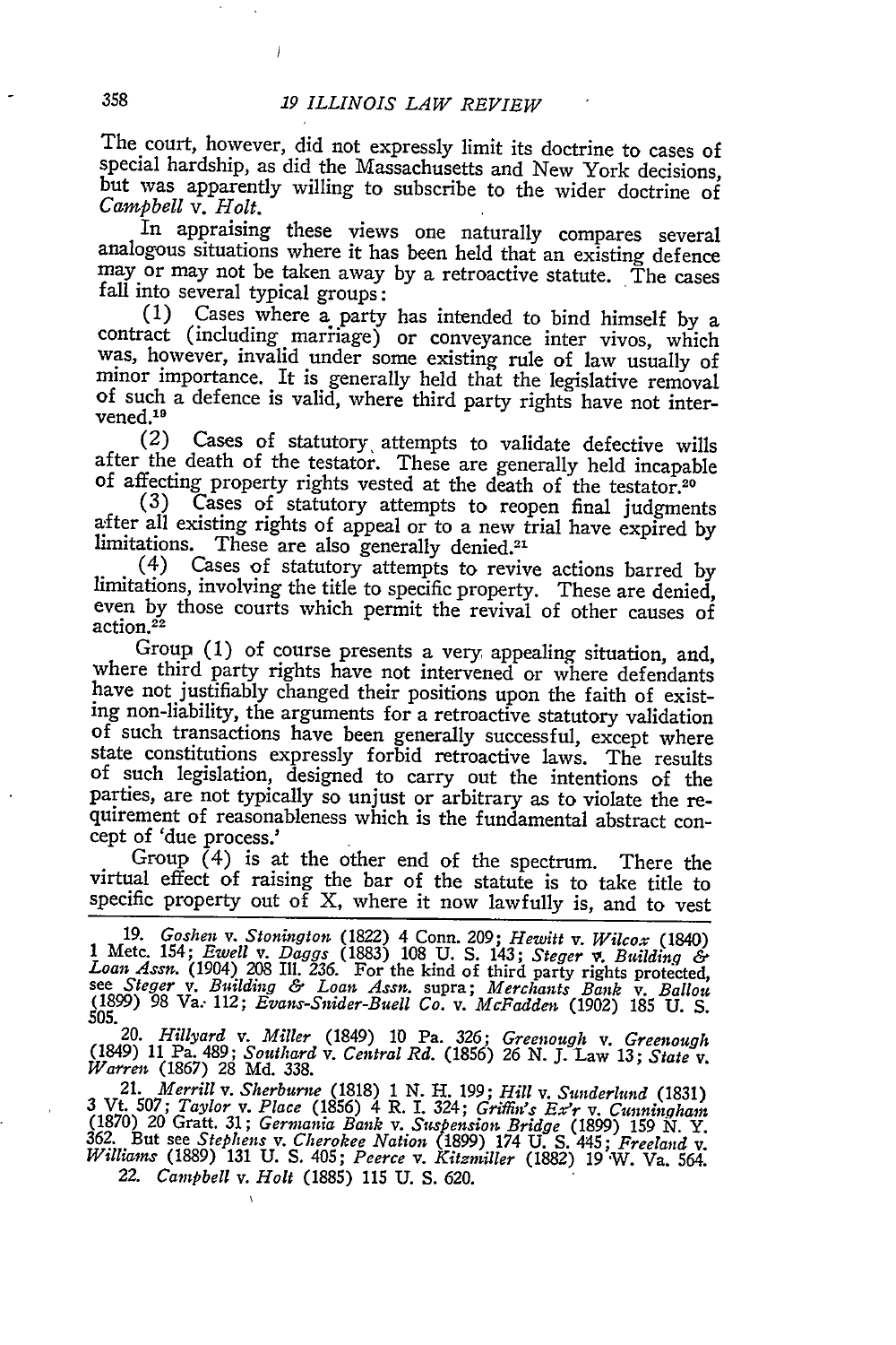The court, however, did not expressly limit its doctrine to cases of special hardship, as did the Massachusetts and New York decisions, but was apparently willing to subscribe to the wider doctrine of *Campbell* v. *Holt*.

In appraising these views one naturally compares several analogous situations where it has been held that an existing defence may or may not be taken away by a retroactive statute. The cases fall into several typical groups:

(1) Cases where a party has intended to bind himself by a contract (including marriage) or conveyance inter vivos, which was, however, invalid under some existing rule of law usually of minor importance. It is generally held that the legislative removal of such a defence is valid, where third party rights have not intervened.[19]

(2) Cases of statutory attempts to validate defective wills after the death of the testator. These are generally held incapable of affecting property rights vested at the death of the testator.[20]

(3) Cases of statutory attempts to reopen final judgments after all existing rights of appeal or to a new trial have expired by limitations. These are also generally denied.[21]

(4) Cases of statutory attempts to revive actions barred by limitations, involving the title to specific property. These are denied, even by those courts which permit the revival of other causes of action.[22]

Group (1) of course presents a very appealing situation, and, where third party rights have not intervened or where defendants have not justifiably changed their positions upon the faith of existing non-liability, the arguments for a retroactive statutory validation of such transactions have been generally successful, except where state constitutions expressly forbid retroactive laws. The results of such legislation, designed to carry out the intentions of the parties, are not typically so unjust or arbitrary as to violate the requirement of reasonableness which is the fundamental abstract concept of 'due process.'

Group (4) is at the other end of the spectrum. There the virtual effect of raising the bar of the statute is to take title to specific property out of X, where it now lawfully is, and to vest

---

19. *Goshen* v. *Stonington* (1822) 4 Conn. 209; *Hewitt* v. *Wilcox* (1840) 1 Metc. 154; *Ewell* v. *Daggs* (1883) 108 U. S. 143; *Steger* v. *Building & Loan Assn.* (1904) 208 Ill. 236. For the kind of third party rights protected, see *Steger* v. *Building & Loan Assn.* supra; *Merchants Bank* v. *Ballou* (1899) 98 Va. 112; *Evans-Snider-Buell Co.* v. *McFadden* (1902) 185 U. S. 505.

20. *Hillyard* v. *Miller* (1849) 10 Pa. 326; *Greenough* v. *Greenough* (1849) 11 Pa. 489; *Southard* v. *Central Rd.* (1856) 26 N. J. Law 13; *State* v. *Warren* (1867) 28 Md. 338.

21. *Merrill* v. *Sherburne* (1818) 1 N. H. 199; *Hill* v. *Sunderlund* (1831) 3 Vt. 507; *Taylor* v. *Place* (1856) 4 R. I. 324; *Griffin's Ex'r* v. *Cunningham* (1870) 20 Gratt. 31; *Germania Bank* v. *Suspension Bridge* (1899) 159 N. Y. 362. But see *Stephens* v. *Cherokee Nation* (1899) 174 U. S. 445; *Freeland* v. *Williams* (1889) 131 U. S. 405; *Peerce* v. *Kitzmiller* (1882) 19 W. Va. 564.

22. *Campbell* v. *Holt* (1885) 115 U. S. 620.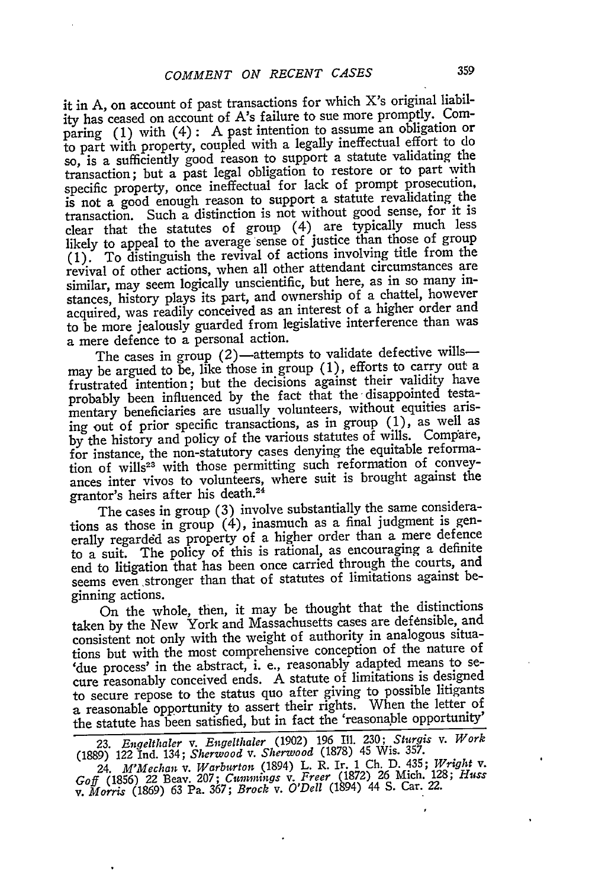it in A, on account of past transactions for which X's original liability has ceased on account of A's failure to sue more promptly. Comparing (1) with (4): A past intention to assume an obligation or to part with property, coupled with a legally ineffectual effort to do so, is a sufficiently good reason to support a statute validating the transaction; but a past legal obligation to restore or to part with specific property, once ineffectual for lack of prompt prosecution, is not a good enough reason to support a statute revalidating the transaction. Such a distinction is not without good sense, for it is clear that the statutes of group (4) are typically much less likely to appeal to the average sense of justice than those of group (1). To distinguish the revival of actions involving title from the revival of other actions, when all other attendant circumstances are similar, may seem logically unscientific, but here, as in so many instances, history plays its part, and ownership of a chattel, however acquired, was readily conceived as an interest of a higher order and to be more jealously guarded from legislative interference than was a mere defence to a personal action.

The cases in group (2)—attempts to validate defective wills—may be argued to be, like those in group (1), efforts to carry out a frustrated intention; but the decisions against their validity have probably been influenced by the fact that the disappointed testamentary beneficiaries are usually volunteers, without equities arising out of prior specific transactions, as in group (1), as well as by the history and policy of the various statutes of wills. Compare, for instance, the non-statutory cases denying the equitable reformation of wills[23] with those permitting such reformation of conveyances inter vivos to volunteers, where suit is brought against the grantor's heirs after his death.[24]

The cases in group (3) involve substantially the same considerations as those in group (4), inasmuch as a final judgment is generally regarded as property of a higher order than a mere defence to a suit. The policy of this is rational, as encouraging a definite end to litigation that has been once carried through the courts, and seems even stronger than that of statutes of limitations against beginning actions.

On the whole, then, it may be thought that the distinctions taken by the New York and Massachusetts cases are defensible, and consistent not only with the weight of authority in analogous situations but with the most comprehensive conception of the nature of 'due process' in the abstract, i. e., reasonably adapted means to secure reasonably conceived ends. A statute of limitations is designed to secure repose to the status quo after giving to possible litigants a reasonable opportunity to assert their rights. When the letter of the statute has been satisfied, but in fact the 'reasonable opportunity'

---

23. *Engelthaler* v. *Engelthaler* (1902) 196 Ill. 230; *Sturgis* v. *Work* (1889) 122 Ind. 134; *Sherwood* v. *Sherwood* (1878) 45 Wis. 357.

24. *M'Mechan* v. *Warburton* (1894) L. R. Ir. 1 Ch. D. 435; *Wright* v. *Goff* (1856) 22 Beav. 207; *Cummings* v. *Freer* (1872) 26 Mich. 128; *Huss* v. *Morris* (1869) 63 Pa. 367; *Brock* v. *O'Dell* (1894) 44 S. Car. 22.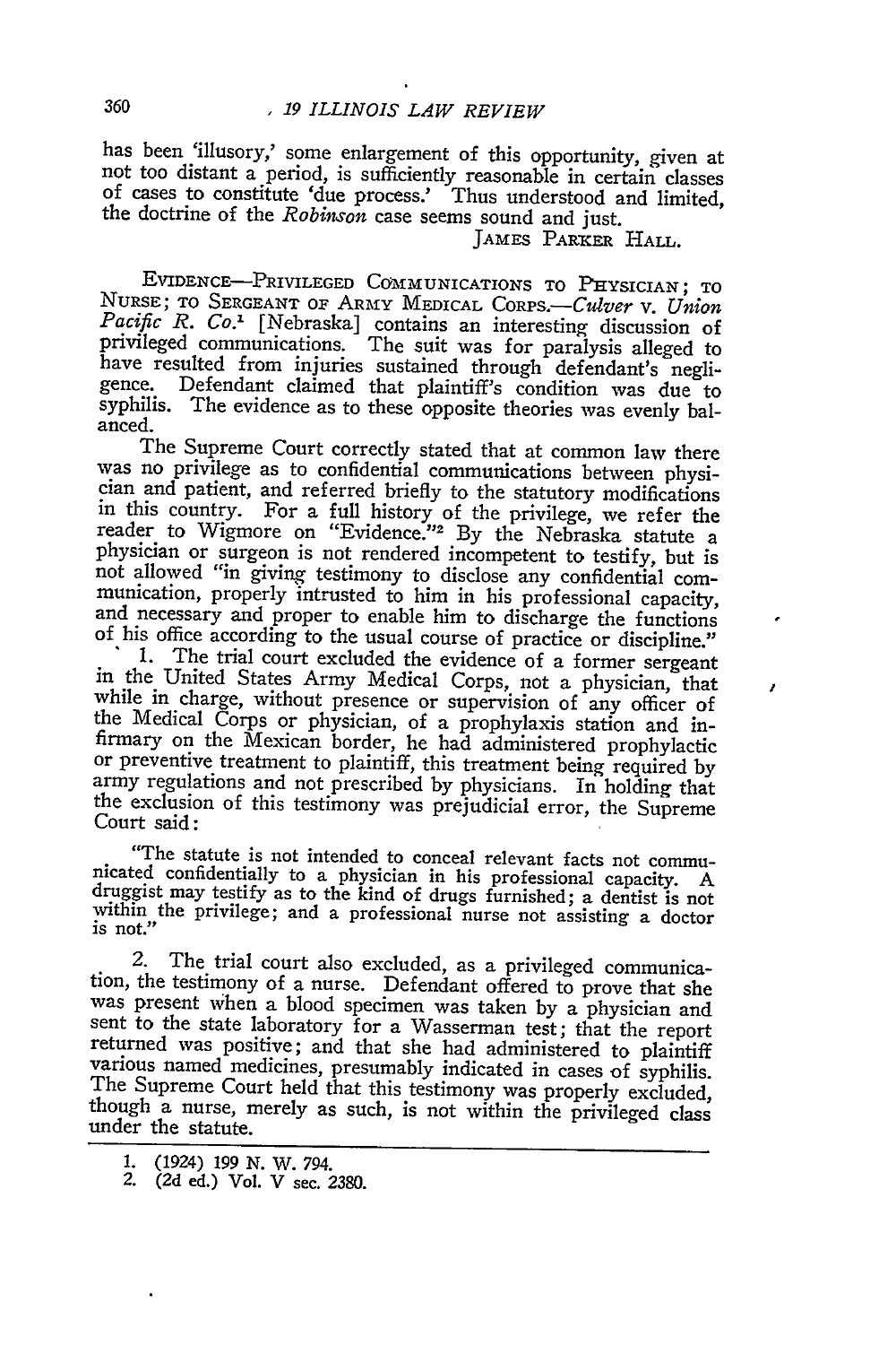has been 'illusory,' some enlargement of this opportunity, given at not too distant a period, is sufficiently reasonable in certain classes of cases to constitute 'due process.' Thus understood and limited, the doctrine of the *Robinson* case seems sound and just.

JAMES PARKER HALL.

EVIDENCE—PRIVILEGED COMMUNICATIONS TO PHYSICIAN; TO NURSE; TO SERGEANT OF ARMY MEDICAL CORPS.—*Culver* v. *Union Pacific R. Co.*[1] [Nebraska] contains an interesting discussion of privileged communications. The suit was for paralysis alleged to have resulted from injuries sustained through defendant's negligence. Defendant claimed that plaintiff's condition was due to syphilis. The evidence as to these opposite theories was evenly balanced.

The Supreme Court correctly stated that at common law there was no privilege as to confidential communications between physician and patient, and referred briefly to the statutory modifications in this country. For a full history of the privilege, we refer the reader to Wigmore on "Evidence."[2] By the Nebraska statute a physician or surgeon is not rendered incompetent to testify, but is not allowed "in giving testimony to disclose any confidential communication, properly intrusted to him in his professional capacity, and necessary and proper to enable him to discharge the functions of his office according to the usual course of practice or discipline."

1. The trial court excluded the evidence of a former sergeant in the United States Army Medical Corps, not a physician, that while in charge, without presence or supervision of any officer of the Medical Corps or physician, of a prophylaxis station and infirmary on the Mexican border, he had administered prophylactic or preventive treatment to plaintiff, this treatment being required by army regulations and not prescribed by physicians. In holding that the exclusion of this testimony was prejudicial error, the Supreme Court said:

"The statute is not intended to conceal relevant facts not communicated confidentially to a physician in his professional capacity. A druggist may testify as to the kind of drugs furnished; a dentist is not within the privilege; and a professional nurse not assisting a doctor is not."

2. The trial court also excluded, as a privileged communication, the testimony of a nurse. Defendant offered to prove that she was present when a blood specimen was taken by a physician and sent to the state laboratory for a Wasserman test; that the report returned was positive; and that she had administered to plaintiff various named medicines, presumably indicated in cases of syphilis. The Supreme Court held that this testimony was properly excluded, though a nurse, merely as such, is not within the privileged class under the statute.

---

1. (1924) 199 N. W. 794.
2. (2d ed.) Vol. V sec. 2380.